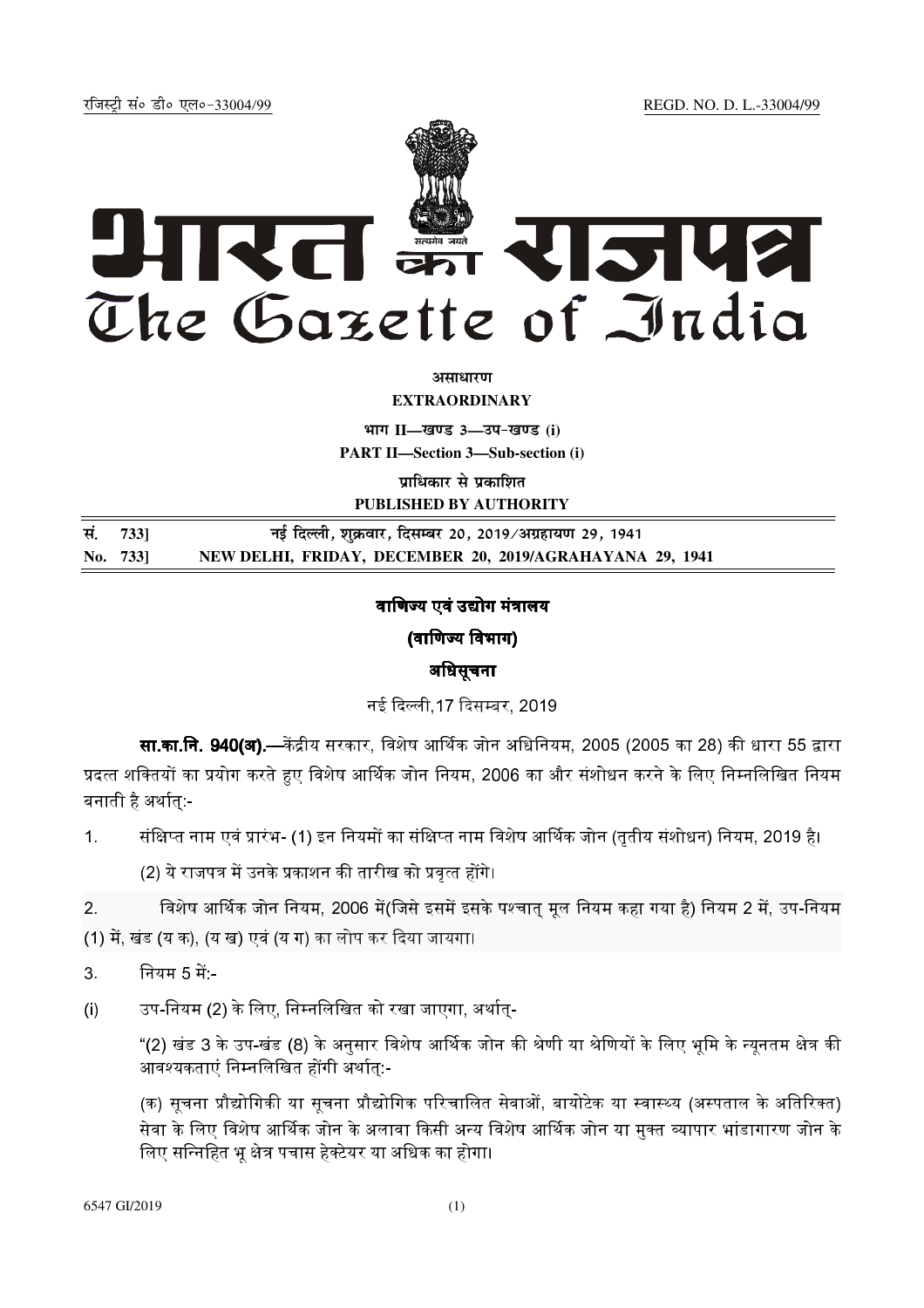रजिस्ट्री सं० डी० एल०-33004/99 REGD. NO. D. L.-33004/99

# भारत का राजपत्र
# The Gazette of India

**असाधारण**
**EXTRAORDINARY**

**भाग II—खण्ड 3—उप-खण्ड (i)**
**PART II—Section 3—Sub-section (i)**

**प्राधिकार से प्रकाशित**
**PUBLISHED BY AUTHORITY**

| | |
|---|---|
| सं. 733] | नई दिल्ली, शुक्रवार, दिसम्बर 20, 2019/अग्रहायण 29, 1941 |
| No. 733] | NEW DELHI, FRIDAY, DECEMBER 20, 2019/AGRAHAYANA 29, 1941 |

## वाणिज्य एवं उद्योग मंत्रालय

### (वाणिज्य विभाग)

### अधिसूचना

नई दिल्ली,17 दिसम्बर, 2019

**सा.का.नि. 940(अ).**—केंद्रीय सरकार, विशेष आर्थिक जोन अधिनियम, 2005 (2005 का 28) की धारा 55 द्वारा प्रदत्त शक्तियों का प्रयोग करते हुए विशेष आर्थिक जोन नियम, 2006 का और संशोधन करने के लिए निम्नलिखित नियम बनाती है अर्थात्:-

1. संक्षिप्त नाम एवं प्रारंभ- (1) इन नियमों का संक्षिप्त नाम विशेष आर्थिक जोन (तृतीय संशोधन) नियम, 2019 है।

   (2) ये राजपत्र में उनके प्रकाशन की तारीख को प्रवृत्त होंगे।

2. विशेष आर्थिक जोन नियम, 2006 में(जिसे इसमें इसके पश्चात् मूल नियम कहा गया है) नियम 2 में, उप-नियम (1) में, खंड (य क), (य ख) एवं (य ग) का लोप कर दिया जायगा।

3. नियम 5 में:-

(i) उप-नियम (2) के लिए, निम्नलिखित को रखा जाएगा, अर्थात्-

"(2) खंड 3 के उप-खंड (8) के अनुसार विशेष आर्थिक जोन की श्रेणी या श्रेणियों के लिए भूमि के न्यूनतम क्षेत्र की आवश्यकताएं निम्नलिखित होंगी अर्थात्:-

(क) सूचना प्रौद्योगिकी या सूचना प्रौद्योगिक परिचालित सेवाओं, बायोटेक या स्वास्थ्य (अस्पताल के अतिरिक्त) सेवा के लिए विशेष आर्थिक जोन के अलावा किसी अन्य विशेष आर्थिक जोन या मुक्त व्यापार भांडागारण जोन के लिए सन्निहित भू क्षेत्र पचास हेक्टेयर या अधिक का होगा।

6547 GI/2019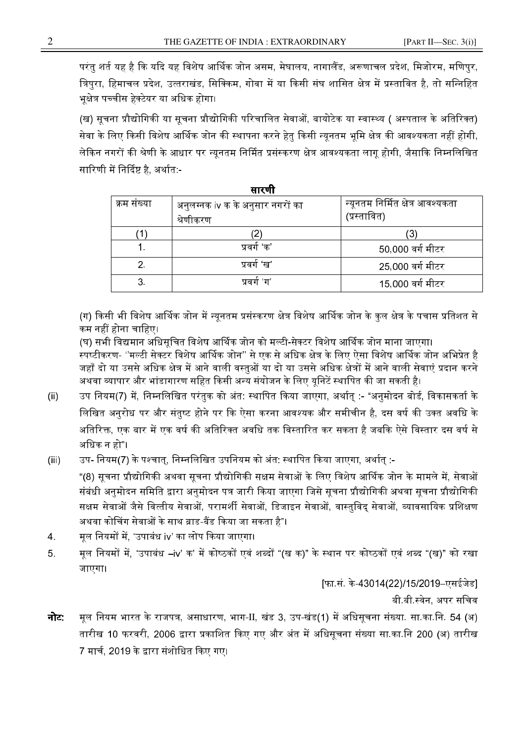परंतु शर्त यह है कि यदि यह विशेष आर्थिक जोन असम, मेघालय, नागालैंड, अरूणाचल प्रदेश, मिजोरम, मणिपुर, त्रिपुरा, हिमाचल प्रदेश, उत्तराखंड, सिक्किम, गोवा में या किसी संघ शासित क्षेत्र में प्रस्तावित है, तो सन्निहित भूक्षेत्र पच्चीस हेक्टेयर या अधिक होगा।

(ख) सूचना प्रौद्योगिकी या सूचना प्रौद्योगिकी परिचालित सेवाओं, बायोटेक या स्वास्थ्य ( अस्पताल के अतिरिक्त) सेवा के लिए किसी विशेष आर्थिक जोन की स्थापना करने हेतु किसी न्यूनतम भूमि क्षेत्र की आवश्यकता नहीं होगी, लेकिन नगरों की श्रेणी के आधार पर न्यूनतम निर्मित प्रसंस्करण क्षेत्र आवश्यकता लागू होगी, जैसाकि निम्नलिखित सारिणी में निर्दिष्ट है, अर्थात:-

**सारणी**

| क्रम संख्या | अनुलग्नक iv क के अनुसार नगरों का श्रेणीकरण | न्यूनतम निर्मित क्षेत्र आवश्यकता (प्रस्तावित) |
|---|---|---|
| (1) | (2) | (3) |
| 1. | प्रवर्ग 'क' | 50,000 वर्ग मीटर |
| 2. | प्रवर्ग 'ख' | 25,000 वर्ग मीटर |
| 3. | प्रवर्ग 'ग' | 15,000 वर्ग मीटर |

(ग) किसी भी विशेष आर्थिक जोन में न्यूनतम प्रसंस्करण क्षेत्र विशेष आर्थिक जोन के कुल क्षेत्र के पचास प्रतिशत से कम नहीं होना चाहिए।

(घ) सभी विद्यमान अधिसूचित विशेष आर्थिक जोन को मल्टी-सेक्टर विशेष आर्थिक जोन माना जाएगा।

स्पष्टीकरण- ''मल्टी सेक्टर विशेष आर्थिक जोन'' से एक से अधिक क्षेत्र के लिए ऐसा विशेष आर्थिक जोन अभिप्रेत है जहाँ दो या उससे अधिक क्षेत्र में आने वाली वस्तुओं या दो या उससे अधिक क्षेत्रों में आने वाली सेवाएं प्रदान करने अथवा व्यापार और भांडागारण सहित किसी अन्य संयोजन के लिए यूनिटें स्थापित की जा सकती है।

(ii) उप नियम(7) में, निम्नलिखित परंतुक को अंतः स्थापित किया जाएगा, अर्थात् :- "अनुमोदन बोर्ड, विकासकर्ता के लिखित अनुरोध पर और संतुष्ट होने पर कि ऐसा करना आवश्यक और समीचीन है, दस वर्ष की उक्त अवधि के अतिरिक्त, एक बार में एक वर्ष की अतिरिक्त अवधि तक विस्तारित कर सकता है जबकि ऐसे विस्तार दस वर्ष से अधिक न हो"।

(iii) उप- नियम(7) के पश्चात्, निम्नलिखित उपनियम को अंतः स्थापित किया जाएगा, अर्थात् :-

"(8) सूचना प्रौद्योगिकी अथवा सूचना प्रौद्योगिकी सक्षम सेवाओं के लिए विशेष आर्थिक जोन के मामले में, सेवाओं संबंधी अनुमोदन समिति द्वारा अनुमोदन पत्र जारी किया जाएगा जिसे सूचना प्रौद्योगिकी अथवा सूचना प्रौद्योगिकी सक्षम सेवाओं जैसे वित्तीय सेवाओं, परामर्शी सेवाओं, डिजाइन सेवाओं, वास्तुविद् सेवाओं, व्यावसायिक प्रशिक्षण अथवा कोचिंग सेवाओं के साथ ब्राड-बैंड किया जा सकता है"।

4. मूल नियमों में, 'उपाबंध iv' का लोप किया जाएगा।

5. मूल नियमों में, 'उपाबंध –iv' क' में कोष्ठकों एवं शब्दों "(ख क)" के स्थान पर कोष्ठकों एवं शब्द "(ख)" को रखा जाएगा।

[फा.सं. के-43014(22)/15/2019–एसईजेड]

बी.बी.स्वेन, अपर सचिव

**नोट:** मूल नियम भारत के राजपत्र, असाधारण, भाग-II, खंड 3, उप-खंड(1) में अधिसूचना संख्या. सा.का.नि. 54 (अ) तारीख 10 फरवरी, 2006 द्वारा प्रकाशित किए गए और अंत में अधिसूचना संख्या सा.का.नि 200 (अ) तारीख 7 मार्च, 2019 के द्वारा संशोधित किए गए।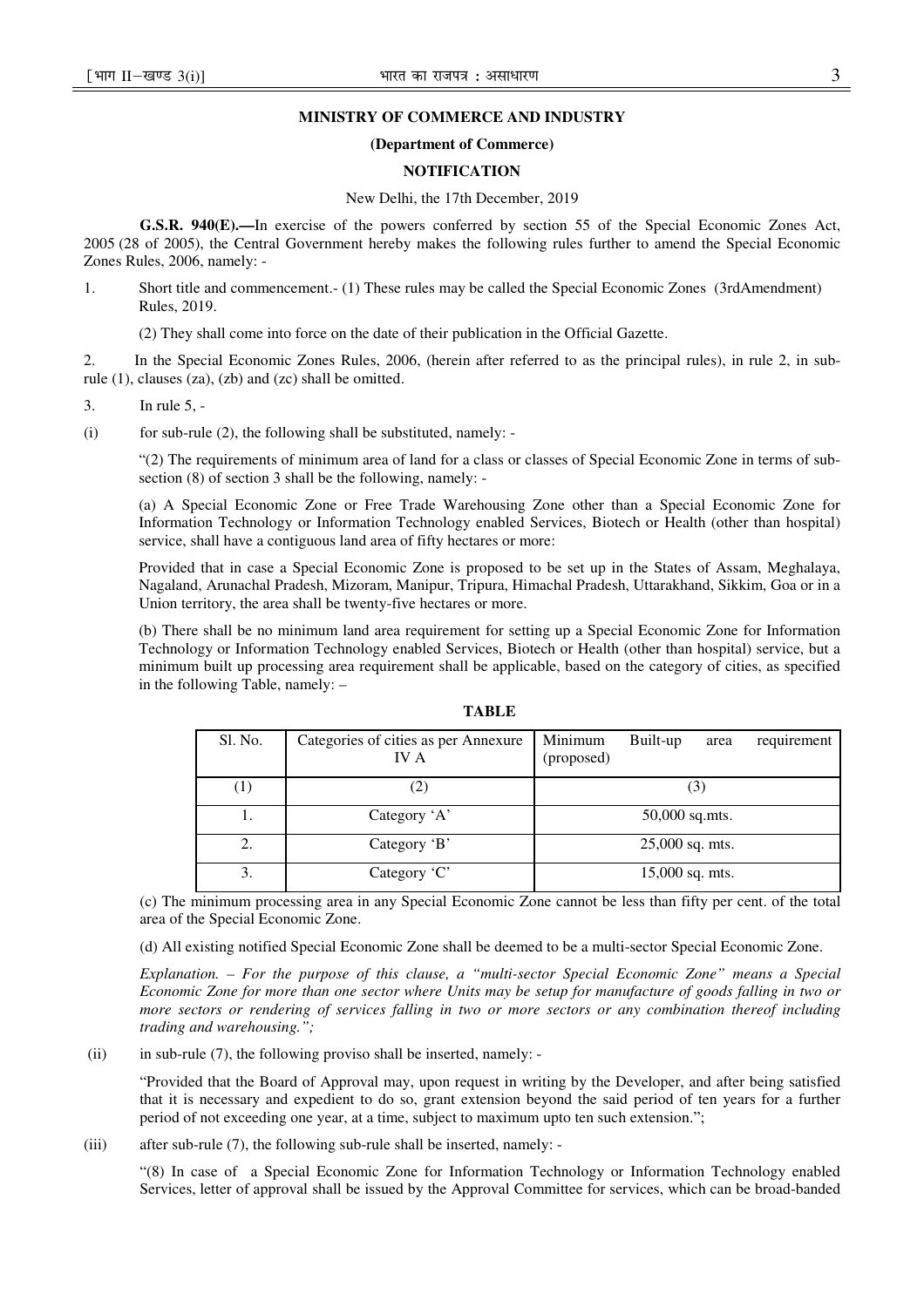**MINISTRY OF COMMERCE AND INDUSTRY**

**(Department of Commerce)**

**NOTIFICATION**

New Delhi, the 17th December, 2019

**G.S.R. 940(E).—**In exercise of the powers conferred by section 55 of the Special Economic Zones Act, 2005 (28 of 2005), the Central Government hereby makes the following rules further to amend the Special Economic Zones Rules, 2006, namely: -

1. Short title and commencement.- (1) These rules may be called the Special Economic Zones (3rdAmendment) Rules, 2019.

   (2) They shall come into force on the date of their publication in the Official Gazette.

2. In the Special Economic Zones Rules, 2006, (herein after referred to as the principal rules), in rule 2, in sub-rule (1), clauses (za), (zb) and (zc) shall be omitted.

3. In rule 5, -

(i) for sub-rule (2), the following shall be substituted, namely: -

"(2) The requirements of minimum area of land for a class or classes of Special Economic Zone in terms of sub-section (8) of section 3 shall be the following, namely: -

(a) A Special Economic Zone or Free Trade Warehousing Zone other than a Special Economic Zone for Information Technology or Information Technology enabled Services, Biotech or Health (other than hospital) service, shall have a contiguous land area of fifty hectares or more:

Provided that in case a Special Economic Zone is proposed to be set up in the States of Assam, Meghalaya, Nagaland, Arunachal Pradesh, Mizoram, Manipur, Tripura, Himachal Pradesh, Uttarakhand, Sikkim, Goa or in a Union territory, the area shall be twenty-five hectares or more.

(b) There shall be no minimum land area requirement for setting up a Special Economic Zone for Information Technology or Information Technology enabled Services, Biotech or Health (other than hospital) service, but a minimum built up processing area requirement shall be applicable, based on the category of cities, as specified in the following Table, namely: –

**TABLE**

| Sl. No. | Categories of cities as per Annexure IV A | Minimum Built-up area requirement (proposed) |
|---|---|---|
| (1) | (2) | (3) |
| 1. | Category 'A' | 50,000 sq.mts. |
| 2. | Category 'B' | 25,000 sq. mts. |
| 3. | Category 'C' | 15,000 sq. mts. |

(c) The minimum processing area in any Special Economic Zone cannot be less than fifty per cent. of the total area of the Special Economic Zone.

(d) All existing notified Special Economic Zone shall be deemed to be a multi-sector Special Economic Zone.

*Explanation. – For the purpose of this clause, a "multi-sector Special Economic Zone" means a Special Economic Zone for more than one sector where Units may be setup for manufacture of goods falling in two or more sectors or rendering of services falling in two or more sectors or any combination thereof including trading and warehousing.";*

(ii) in sub-rule (7), the following proviso shall be inserted, namely: -

"Provided that the Board of Approval may, upon request in writing by the Developer, and after being satisfied that it is necessary and expedient to do so, grant extension beyond the said period of ten years for a further period of not exceeding one year, at a time, subject to maximum upto ten such extension.";

(iii) after sub-rule (7), the following sub-rule shall be inserted, namely: -

"(8) In case of a Special Economic Zone for Information Technology or Information Technology enabled Services, letter of approval shall be issued by the Approval Committee for services, which can be broad-banded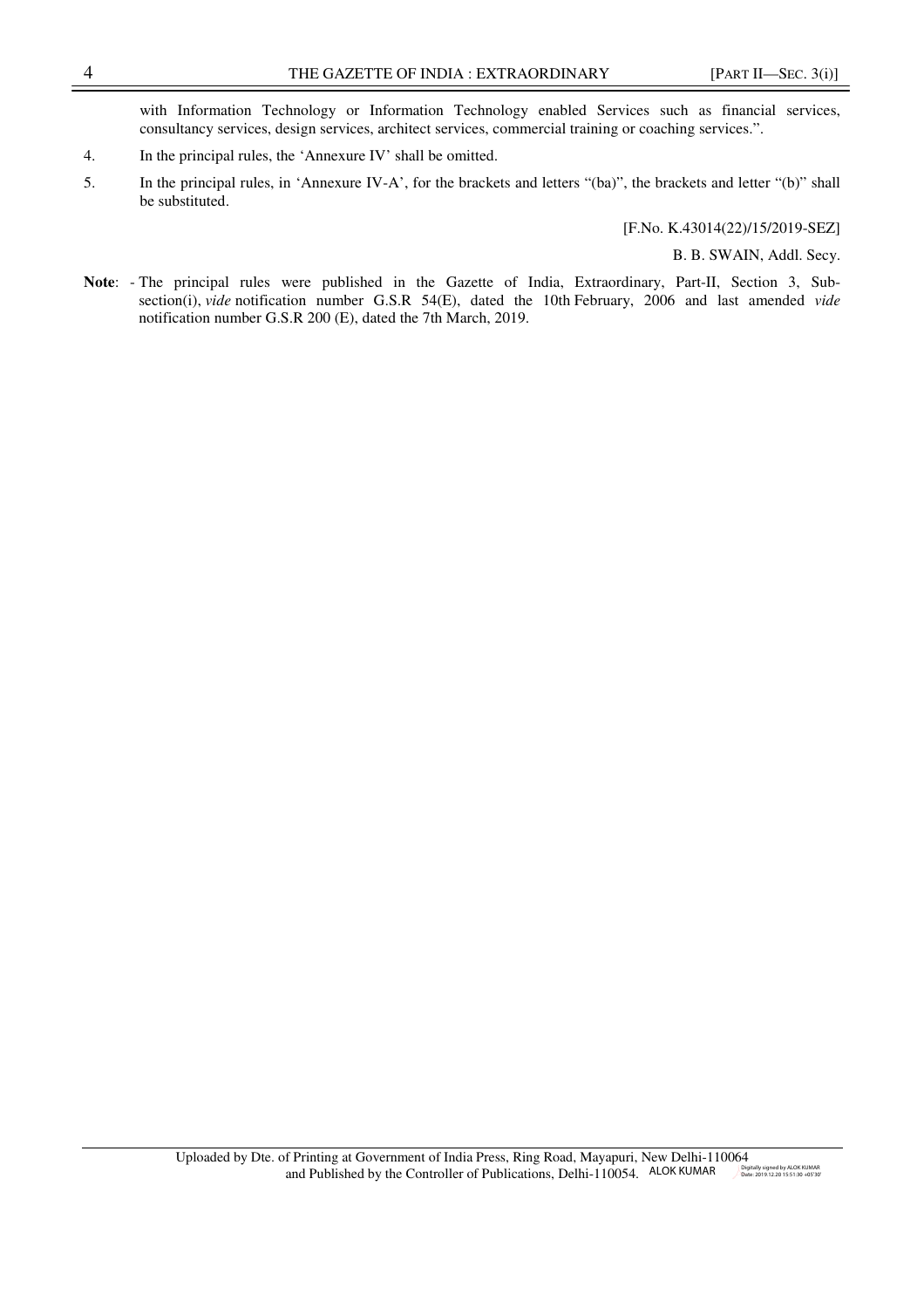with Information Technology or Information Technology enabled Services such as financial services, consultancy services, design services, architect services, commercial training or coaching services.".

4. In the principal rules, the 'Annexure IV' shall be omitted.

5. In the principal rules, in 'Annexure IV-A', for the brackets and letters "(ba)", the brackets and letter "(b)" shall be substituted.

[F.No. K.43014(22)/15/2019-SEZ]

B. B. SWAIN, Addl. Secy.

**Note**: - The principal rules were published in the Gazette of India, Extraordinary, Part-II, Section 3, Sub-section(i), *vide* notification number G.S.R 54(E), dated the 10th February, 2006 and last amended *vide* notification number G.S.R 200 (E), dated the 7th March, 2019.

Uploaded by Dte. of Printing at Government of India Press, Ring Road, Mayapuri, New Delhi-110064 and Published by the Controller of Publications, Delhi-110054. ALOK KUMAR Digitally signed by ALOK KUMAR Date: 2019.12.20 15:51:30 +05'30'